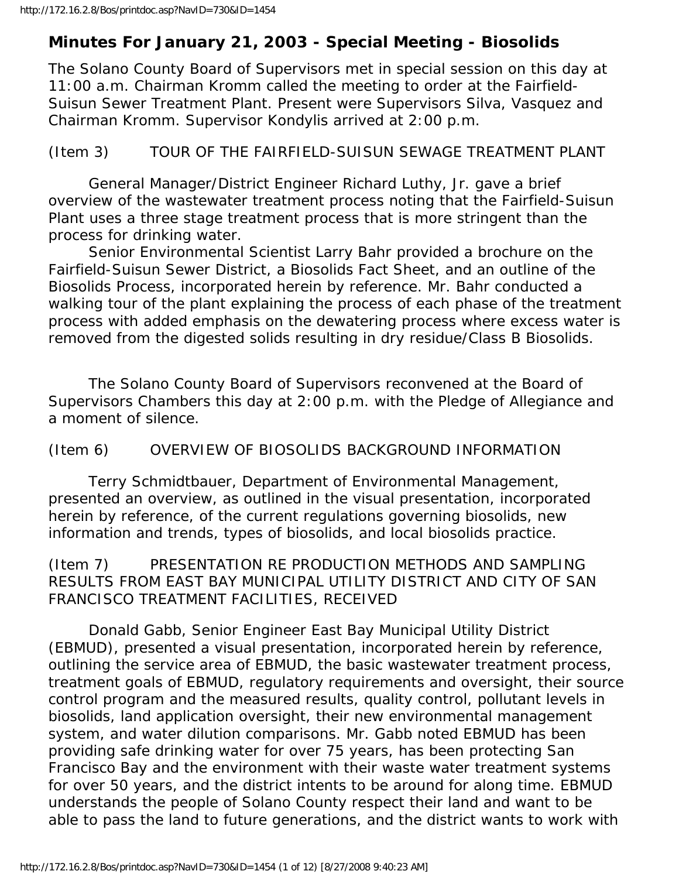## Minutes For January 21, 2003 - Special Meeting - Biosolids

The Solano County Board of Supervisors met in special session on this day at 11:00 a.m. Chairman Kromm called the meeting to order at the Fairfield-Suisun Sewer Treatment Plant. Present were Supervisors Silva, Vasquez and Chairman Kromm. Supervisor Kondylis arrived at 2:00 p.m.

(Item 3) TOUR OF THE FAIRFIELD-SUISUN SEWAGE TREATMENT PLANT

General Manager/District Engineer Richard Luthy, Jr. gave a brief overview of the wastewater treatment process noting that the Fairfield-Suisun Plant uses a three stage treatment process that is more stringent than the process for drinking water.

Senior Environmental Scientist Larry Bahr provided a brochure on the Fairfield-Suisun Sewer District, a Biosolids Fact Sheet, and an outline of the Biosolids Process, incorporated herein by reference. Mr. Bahr conducted a walking tour of the plant explaining the process of each phase of the treatment process with added emphasis on the dewatering process where excess water is removed from the digested solids resulting in dry residue/Class B Biosolids.

The Solano County Board of Supervisors reconvened at the Board of Supervisors Chambers this day at 2:00 p.m. with the Pledge of Allegiance and a moment of silence.

(Item 6) OVERVIEW OF BIOSOLIDS BACKGROUND INFORMATION

Terry Schmidtbauer, Department of Environmental Management, presented an overview, as outlined in the visual presentation, incorporated herein by reference, of the current regulations governing biosolids, new information and trends, types of biosolids, and local biosolids practice.

(Item 7) PRESENTATION RE PRODUCTION METHODS AND SAMPLING RESULTS FROM EAST BAY MUNICIPAL UTILITY DISTRICT AND CITY OF SAN FRANCISCO TREATMENT FACILITIES, RECEIVED

Donald Gabb, Senior Engineer East Bay Municipal Utility District (EBMUD), presented a visual presentation, incorporated herein by reference, outlining the service area of EBMUD, the basic wastewater treatment process, treatment goals of EBMUD, regulatory requirements and oversight, their source control program and the measured results, quality control, pollutant levels in biosolids, land application oversight, their new environmental management system, and water dilution comparisons. Mr. Gabb noted EBMUD has been providing safe drinking water for over 75 years, has been protecting San Francisco Bay and the environment with their waste water treatment systems for over 50 years, and the district intents to be around for along time. EBMUD understands the people of Solano County respect their land and want to be able to pass the land to future generations, and the district wants to work with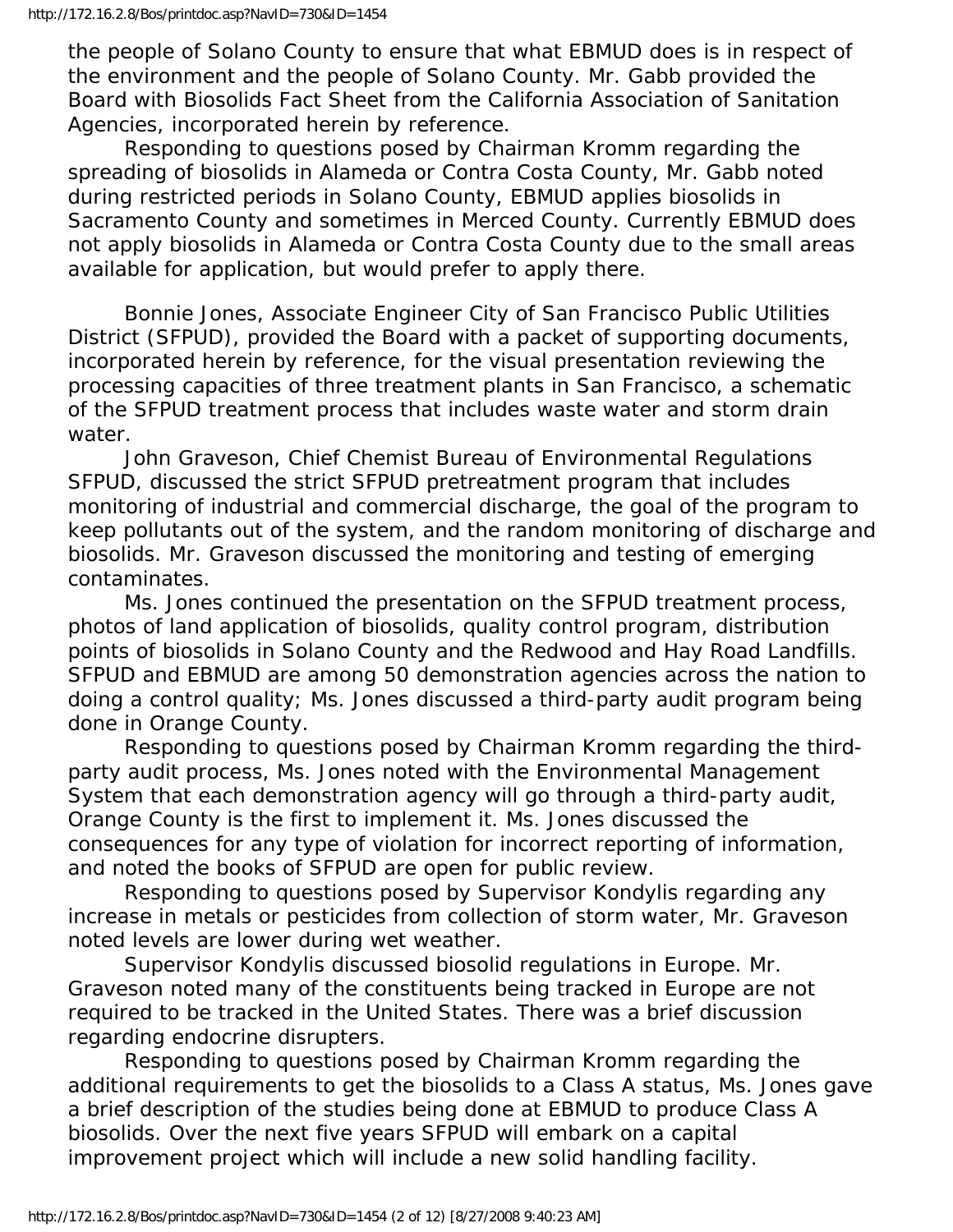the people of Solano County to ensure that what EBMUD does is in respect of the environment and the people of Solano County. Mr. Gabb provided the Board with Biosolids Fact Sheet from the California Association of Sanitation Agencies, incorporated herein by reference.

Responding to questions posed by Chairman Kromm regarding the spreading of biosolids in Alameda or Contra Costa County, Mr. Gabb noted during restricted periods in Solano County, EBMUD applies biosolids in Sacramento County and sometimes in Merced County. Currently EBMUD does not apply biosolids in Alameda or Contra Costa County due to the small areas available for application, but would prefer to apply there.

Bonnie Jones, Associate Engineer City of San Francisco Public Utilities District (SFPUD), provided the Board with a packet of supporting documents, incorporated herein by reference, for the visual presentation reviewing the processing capacities of three treatment plants in San Francisco, a schematic of the SFPUD treatment process that includes waste water and storm drain water.

John Graveson, Chief Chemist Bureau of Environmental Regulations SFPUD, discussed the strict SFPUD pretreatment program that includes monitoring of industrial and commercial discharge, the goal of the program to keep pollutants out of the system, and the random monitoring of discharge and biosolids. Mr. Graveson discussed the monitoring and testing of emerging contaminates.

Ms. Jones continued the presentation on the SFPUD treatment process, photos of land application of biosolids, quality control program, distribution points of biosolids in Solano County and the Redwood and Hay Road Landfills. SFPUD and EBMUD are among 50 demonstration agencies across the nation to doing a control quality; Ms. Jones discussed a third-party audit program being done in Orange County.

Responding to questions posed by Chairman Kromm regarding the third-party audit process, Ms. Jones noted with the Environmental Management System that each demonstration agency will go through a third-party audit, Orange County is the first to implement it. Ms. Jones discussed the consequences for any type of violation for incorrect reporting of information, and noted the books of SFPUD are open for public review.

Responding to questions posed by Supervisor Kondylis regarding any increase in metals or pesticides from collection of storm water, Mr. Graveson noted levels are lower during wet weather.

Supervisor Kondylis discussed biosolid regulations in Europe. Mr. Graveson noted many of the constituents being tracked in Europe are not required to be tracked in the United States. There was a brief discussion regarding endocrine disrupters.

Responding to questions posed by Chairman Kromm regarding the additional requirements to get the biosolids to a Class A status, Ms. Jones gave a brief description of the studies being done at EBMUD to produce Class A biosolids. Over the next five years SFPUD will embark on a capital improvement project which will include a new solid handling facility.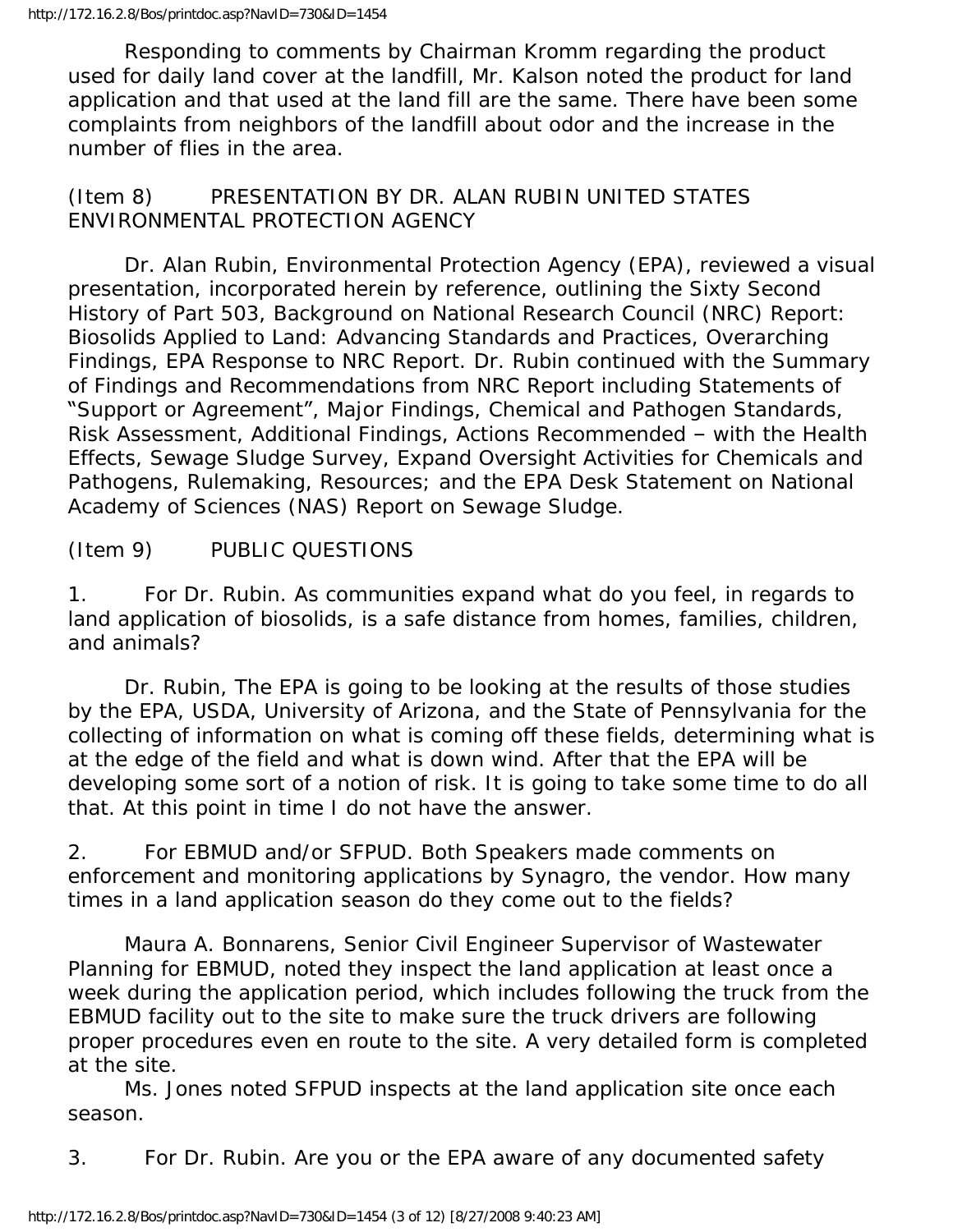Responding to comments by Chairman Kromm regarding the product used for daily land cover at the landfill, Mr. Kalson noted the product for land application and that used at the land fill are the same. There have been some complaints from neighbors of the landfill about odor and the increase in the number of flies in the area.

(Item 8) PRESENTATION BY DR. ALAN RUBIN UNITED STATES ENVIRONMENTAL PROTECTION AGENCY

Dr. Alan Rubin, Environmental Protection Agency (EPA), reviewed a visual presentation, incorporated herein by reference, outlining the Sixty Second History of Part 503, Background on National Research Council (NRC) Report: Biosolids Applied to Land: Advancing Standards and Practices, Overarching Findings, EPA Response to NRC Report. Dr. Rubin continued with the Summary of Findings and Recommendations from NRC Report including Statements of "Support or Agreement", Major Findings, Chemical and Pathogen Standards, Risk Assessment, Additional Findings, Actions Recommended – with the Health Effects, Sewage Sludge Survey, Expand Oversight Activities for Chemicals and Pathogens, Rulemaking, Resources; and the EPA Desk Statement on National Academy of Sciences (NAS) Report on Sewage Sludge.

(Item 9) PUBLIC QUESTIONS

1. For Dr. Rubin. As communities expand what do you feel, in regards to land application of biosolids, is a safe distance from homes, families, children, and animals?

Dr. Rubin, The EPA is going to be looking at the results of those studies by the EPA, USDA, University of Arizona, and the State of Pennsylvania for the collecting of information on what is coming off these fields, determining what is at the edge of the field and what is down wind. After that the EPA will be developing some sort of a notion of risk. It is going to take some time to do all that. At this point in time I do not have the answer.

2. For EBMUD and/or SFPUD. Both Speakers made comments on enforcement and monitoring applications by Synagro, the vendor. How many times in a land application season do they come out to the fields?

Maura A. Bonnarens, Senior Civil Engineer Supervisor of Wastewater Planning for EBMUD, noted they inspect the land application at least once a week during the application period, which includes following the truck from the EBMUD facility out to the site to make sure the truck drivers are following proper procedures even en route to the site. A very detailed form is completed at the site.

Ms. Jones noted SFPUD inspects at the land application site once each season.

3. For Dr. Rubin. Are you or the EPA aware of any documented safety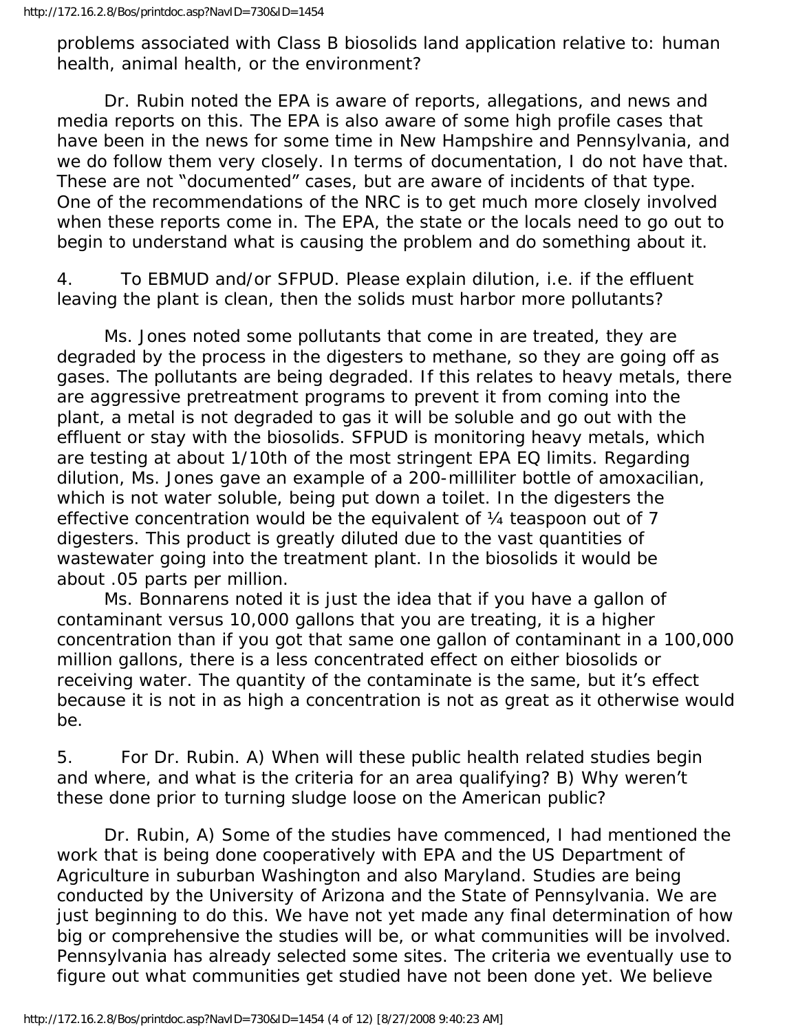problems associated with Class B biosolids land application relative to: human health, animal health, or the environment?

Dr. Rubin noted the EPA is aware of reports, allegations, and news and media reports on this. The EPA is also aware of some high profile cases that have been in the news for some time in New Hampshire and Pennsylvania, and we do follow them very closely. In terms of documentation, I do not have that. These are not “documented” cases, but are aware of incidents of that type. One of the recommendations of the NRC is to get much more closely involved when these reports come in. The EPA, the state or the locals need to go out to begin to understand what is causing the problem and do something about it.

4. To EBMUD and/or SFPUD. Please explain dilution, i.e. if the effluent leaving the plant is clean, then the solids must harbor more pollutants?

Ms. Jones noted some pollutants that come in are treated, they are degraded by the process in the digesters to methane, so they are going off as gases. The pollutants are being degraded. If this relates to heavy metals, there are aggressive pretreatment programs to prevent it from coming into the plant, a metal is not degraded to gas it will be soluble and go out with the effluent or stay with the biosolids. SFPUD is monitoring heavy metals, which are testing at about 1/10th of the most stringent EPA EQ limits. Regarding dilution, Ms. Jones gave an example of a 200-milliliter bottle of amoxacilian, which is not water soluble, being put down a toilet. In the digesters the effective concentration would be the equivalent of ¼ teaspoon out of 7 digesters. This product is greatly diluted due to the vast quantities of wastewater going into the treatment plant. In the biosolids it would be about .05 parts per million.

Ms. Bonnarens noted it is just the idea that if you have a gallon of contaminant versus 10,000 gallons that you are treating, it is a higher concentration than if you got that same one gallon of contaminant in a 100,000 million gallons, there is a less concentrated effect on either biosolids or receiving water. The quantity of the contaminate is the same, but it’s effect because it is not in as high a concentration is not as great as it otherwise would be.

5. For Dr. Rubin. A) When will these public health related studies begin and where, and what is the criteria for an area qualifying? B) Why weren’t these done prior to turning sludge loose on the American public?

Dr. Rubin, A) Some of the studies have commenced, I had mentioned the work that is being done cooperatively with EPA and the US Department of Agriculture in suburban Washington and also Maryland. Studies are being conducted by the University of Arizona and the State of Pennsylvania. We are just beginning to do this. We have not yet made any final determination of how big or comprehensive the studies will be, or what communities will be involved. Pennsylvania has already selected some sites. The criteria we eventually use to figure out what communities get studied have not been done yet. We believe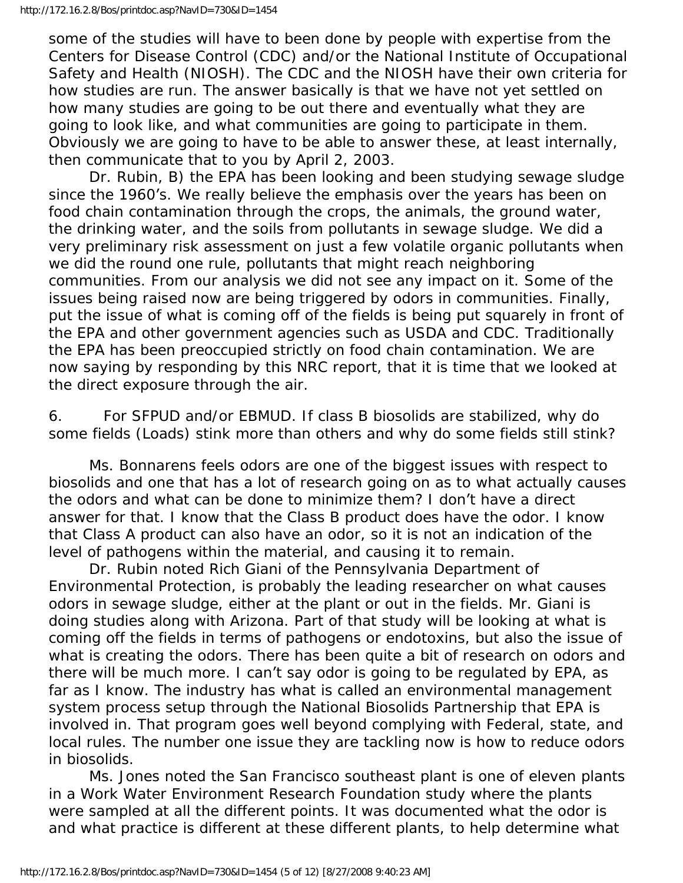some of the studies will have to been done by people with expertise from the Centers for Disease Control (CDC) and/or the National Institute of Occupational Safety and Health (NIOSH). The CDC and the NIOSH have their own criteria for how studies are run. The answer basically is that we have not yet settled on how many studies are going to be out there and eventually what they are going to look like, and what communities are going to participate in them. Obviously we are going to have to be able to answer these, at least internally, then communicate that to you by April 2, 2003.

Dr. Rubin, B) the EPA has been looking and been studying sewage sludge since the 1960's. We really believe the emphasis over the years has been on food chain contamination through the crops, the animals, the ground water, the drinking water, and the soils from pollutants in sewage sludge. We did a very preliminary risk assessment on just a few volatile organic pollutants when we did the round one rule, pollutants that might reach neighboring communities. From our analysis we did not see any impact on it. Some of the issues being raised now are being triggered by odors in communities. Finally, put the issue of what is coming off of the fields is being put squarely in front of the EPA and other government agencies such as USDA and CDC. Traditionally the EPA has been preoccupied strictly on food chain contamination. We are now saying by responding by this NRC report, that it is time that we looked at the direct exposure through the air.

6. For SFPUD and/or EBMUD. If class B biosolids are stabilized, why do some fields (Loads) stink more than others and why do some fields still stink?

Ms. Bonnarens feels odors are one of the biggest issues with respect to biosolids and one that has a lot of research going on as to what actually causes the odors and what can be done to minimize them? I don't have a direct answer for that. I know that the Class B product does have the odor. I know that Class A product can also have an odor, so it is not an indication of the level of pathogens within the material, and causing it to remain.

Dr. Rubin noted Rich Giani of the Pennsylvania Department of Environmental Protection, is probably the leading researcher on what causes odors in sewage sludge, either at the plant or out in the fields. Mr. Giani is doing studies along with Arizona. Part of that study will be looking at what is coming off the fields in terms of pathogens or endotoxins, but also the issue of what is creating the odors. There has been quite a bit of research on odors and there will be much more. I can't say odor is going to be regulated by EPA, as far as I know. The industry has what is called an environmental management system process setup through the National Biosolids Partnership that EPA is involved in. That program goes well beyond complying with Federal, state, and local rules. The number one issue they are tackling now is how to reduce odors in biosolids.

Ms. Jones noted the San Francisco southeast plant is one of eleven plants in a Work Water Environment Research Foundation study where the plants were sampled at all the different points. It was documented what the odor is and what practice is different at these different plants, to help determine what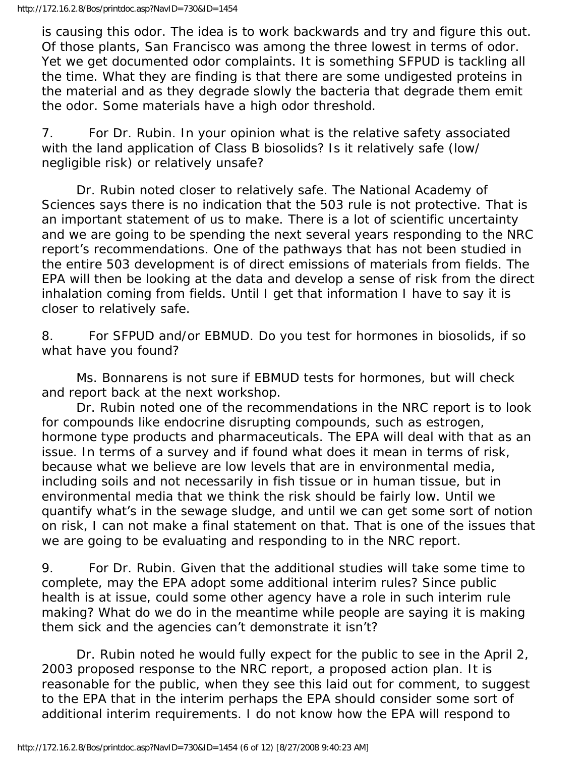is causing this odor. The idea is to work backwards and try and figure this out. Of those plants, San Francisco was among the three lowest in terms of odor. Yet we get documented odor complaints. It is something SFPUD is tackling all the time. What they are finding is that there are some undigested proteins in the material and as they degrade slowly the bacteria that degrade them emit the odor. Some materials have a high odor threshold.

7. For Dr. Rubin. In your opinion what is the relative safety associated with the land application of Class B biosolids? Is it relatively safe (low/ negligible risk) or relatively unsafe?

Dr. Rubin noted closer to relatively safe. The National Academy of Sciences says there is no indication that the 503 rule is not protective. That is an important statement of us to make. There is a lot of scientific uncertainty and we are going to be spending the next several years responding to the NRC report's recommendations. One of the pathways that has not been studied in the entire 503 development is of direct emissions of materials from fields. The EPA will then be looking at the data and develop a sense of risk from the direct inhalation coming from fields. Until I get that information I have to say it is closer to relatively safe.

8. For SFPUD and/or EBMUD. Do you test for hormones in biosolids, if so what have you found?

Ms. Bonnarens is not sure if EBMUD tests for hormones, but will check and report back at the next workshop.

Dr. Rubin noted one of the recommendations in the NRC report is to look for compounds like endocrine disrupting compounds, such as estrogen, hormone type products and pharmaceuticals. The EPA will deal with that as an issue. In terms of a survey and if found what does it mean in terms of risk, because what we believe are low levels that are in environmental media, including soils and not necessarily in fish tissue or in human tissue, but in environmental media that we think the risk should be fairly low. Until we quantify what's in the sewage sludge, and until we can get some sort of notion on risk, I can not make a final statement on that. That is one of the issues that we are going to be evaluating and responding to in the NRC report.

9. For Dr. Rubin. Given that the additional studies will take some time to complete, may the EPA adopt some additional interim rules? Since public health is at issue, could some other agency have a role in such interim rule making? What do we do in the meantime while people are saying it is making them sick and the agencies can't demonstrate it isn't?

Dr. Rubin noted he would fully expect for the public to see in the April 2, 2003 proposed response to the NRC report, a proposed action plan. It is reasonable for the public, when they see this laid out for comment, to suggest to the EPA that in the interim perhaps the EPA should consider some sort of additional interim requirements. I do not know how the EPA will respond to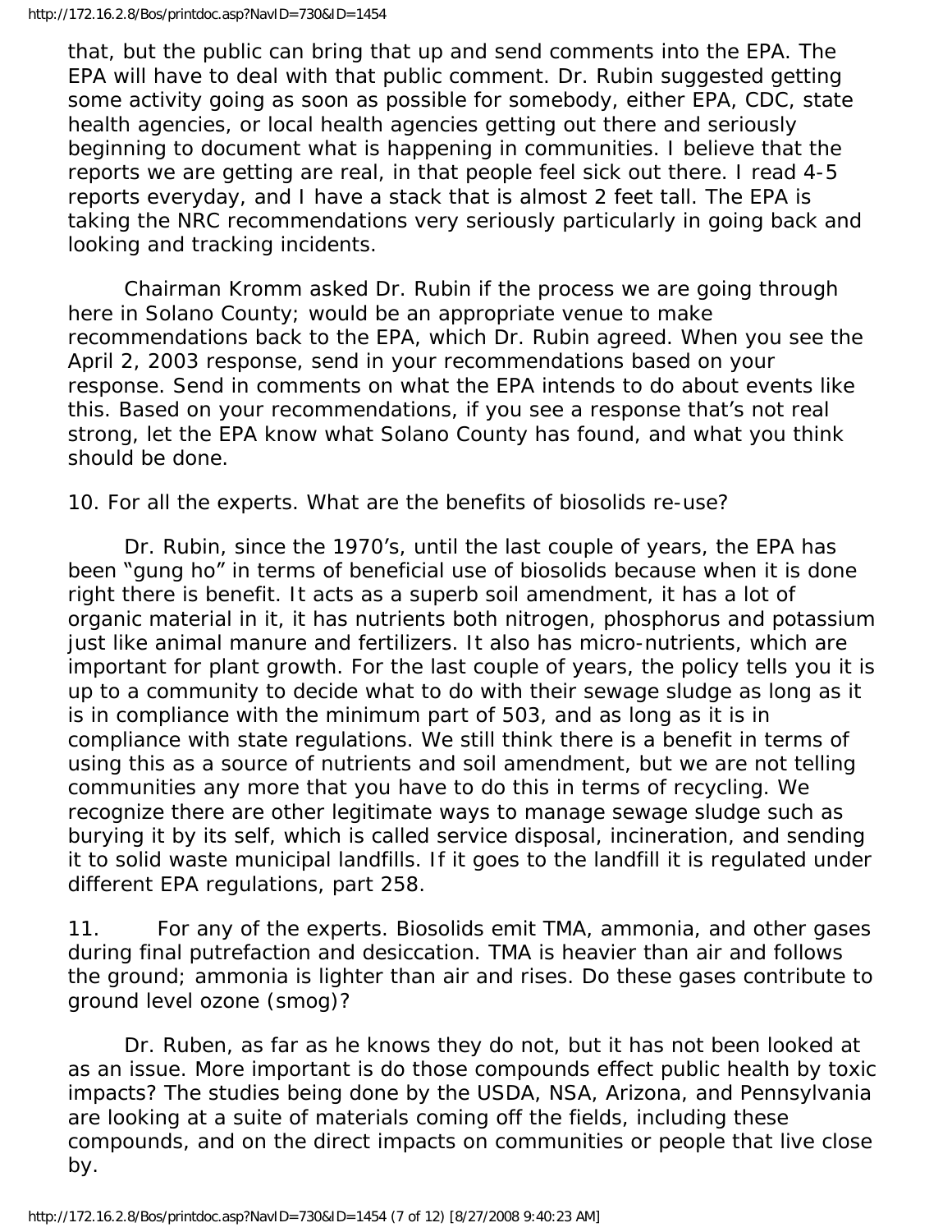that, but the public can bring that up and send comments into the EPA. The EPA will have to deal with that public comment. Dr. Rubin suggested getting some activity going as soon as possible for somebody, either EPA, CDC, state health agencies, or local health agencies getting out there and seriously beginning to document what is happening in communities. I believe that the reports we are getting are real, in that people feel sick out there. I read 4-5 reports everyday, and I have a stack that is almost 2 feet tall. The EPA is taking the NRC recommendations very seriously particularly in going back and looking and tracking incidents.

Chairman Kromm asked Dr. Rubin if the process we are going through here in Solano County; would be an appropriate venue to make recommendations back to the EPA, which Dr. Rubin agreed. When you see the April 2, 2003 response, send in your recommendations based on your response. Send in comments on what the EPA intends to do about events like this. Based on your recommendations, if you see a response that's not real strong, let the EPA know what Solano County has found, and what you think should be done.

10. For all the experts. What are the benefits of biosolids re-use?

Dr. Rubin, since the 1970's, until the last couple of years, the EPA has been "gung ho" in terms of beneficial use of biosolids because when it is done right there is benefit. It acts as a superb soil amendment, it has a lot of organic material in it, it has nutrients both nitrogen, phosphorus and potassium just like animal manure and fertilizers. It also has micro-nutrients, which are important for plant growth. For the last couple of years, the policy tells you it is up to a community to decide what to do with their sewage sludge as long as it is in compliance with the minimum part of 503, and as long as it is in compliance with state regulations. We still think there is a benefit in terms of using this as a source of nutrients and soil amendment, but we are not telling communities any more that you have to do this in terms of recycling. We recognize there are other legitimate ways to manage sewage sludge such as burying it by its self, which is called service disposal, incineration, and sending it to solid waste municipal landfills. If it goes to the landfill it is regulated under different EPA regulations, part 258.

11. For any of the experts. Biosolids emit TMA, ammonia, and other gases during final putrefaction and desiccation. TMA is heavier than air and follows the ground; ammonia is lighter than air and rises. Do these gases contribute to ground level ozone (smog)?

Dr. Ruben, as far as he knows they do not, but it has not been looked at as an issue. More important is do those compounds effect public health by toxic impacts? The studies being done by the USDA, NSA, Arizona, and Pennsylvania are looking at a suite of materials coming off the fields, including these compounds, and on the direct impacts on communities or people that live close by.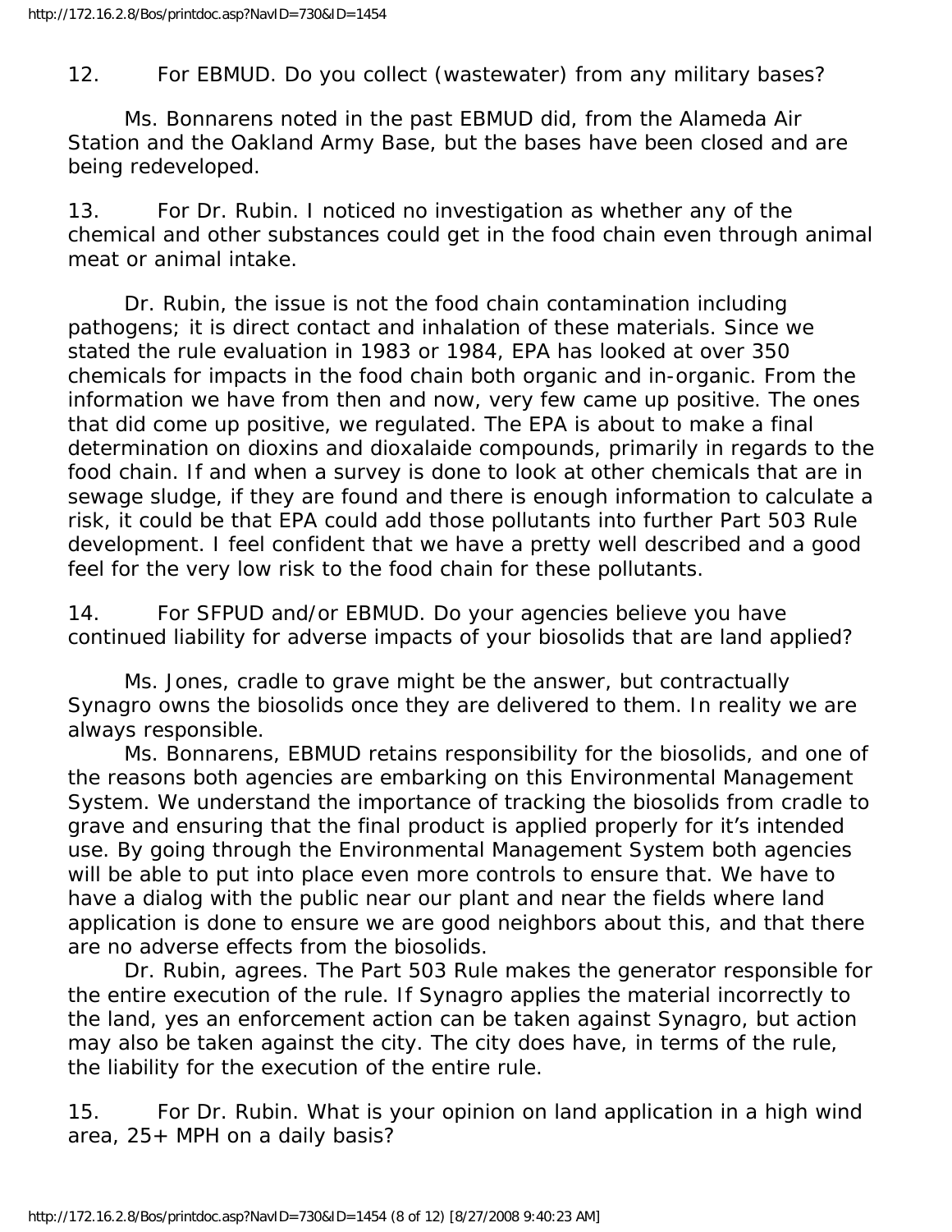12. For EBMUD. Do you collect (wastewater) from any military bases?

Ms. Bonnarens noted in the past EBMUD did, from the Alameda Air Station and the Oakland Army Base, but the bases have been closed and are being redeveloped.

13. For Dr. Rubin. I noticed no investigation as whether any of the chemical and other substances could get in the food chain even through animal meat or animal intake.

Dr. Rubin, the issue is not the food chain contamination including pathogens; it is direct contact and inhalation of these materials. Since we stated the rule evaluation in 1983 or 1984, EPA has looked at over 350 chemicals for impacts in the food chain both organic and in-organic. From the information we have from then and now, very few came up positive. The ones that did come up positive, we regulated. The EPA is about to make a final determination on dioxins and dioxalaide compounds, primarily in regards to the food chain. If and when a survey is done to look at other chemicals that are in sewage sludge, if they are found and there is enough information to calculate a risk, it could be that EPA could add those pollutants into further Part 503 Rule development. I feel confident that we have a pretty well described and a good feel for the very low risk to the food chain for these pollutants.

14. For SFPUD and/or EBMUD. Do your agencies believe you have continued liability for adverse impacts of your biosolids that are land applied?

Ms. Jones, cradle to grave might be the answer, but contractually Synagro owns the biosolids once they are delivered to them. In reality we are always responsible.

Ms. Bonnarens, EBMUD retains responsibility for the biosolids, and one of the reasons both agencies are embarking on this Environmental Management System. We understand the importance of tracking the biosolids from cradle to grave and ensuring that the final product is applied properly for it's intended use. By going through the Environmental Management System both agencies will be able to put into place even more controls to ensure that. We have to have a dialog with the public near our plant and near the fields where land application is done to ensure we are good neighbors about this, and that there are no adverse effects from the biosolids.

Dr. Rubin, agrees. The Part 503 Rule makes the generator responsible for the entire execution of the rule. If Synagro applies the material incorrectly to the land, yes an enforcement action can be taken against Synagro, but action may also be taken against the city. The city does have, in terms of the rule, the liability for the execution of the entire rule.

15. For Dr. Rubin. What is your opinion on land application in a high wind area, 25+ MPH on a daily basis?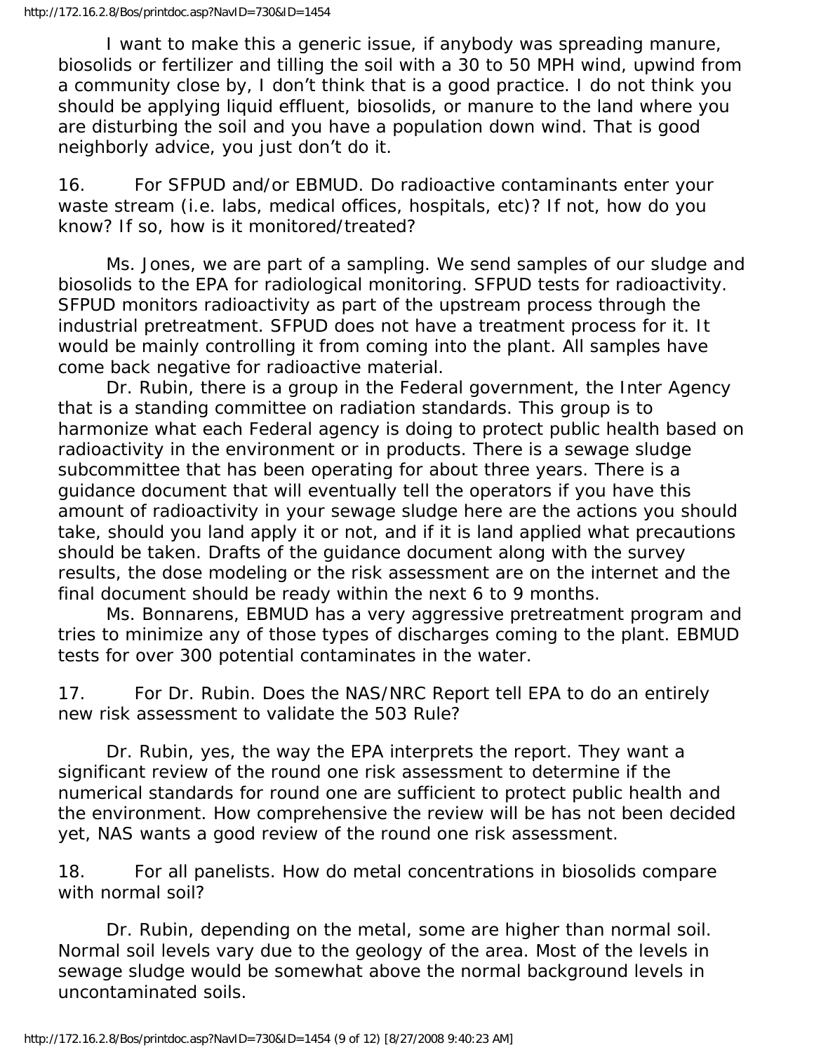I want to make this a generic issue, if anybody was spreading manure, biosolids or fertilizer and tilling the soil with a 30 to 50 MPH wind, upwind from a community close by, I don't think that is a good practice. I do not think you should be applying liquid effluent, biosolids, or manure to the land where you are disturbing the soil and you have a population down wind. That is good neighborly advice, you just don't do it.

16. For SFPUD and/or EBMUD. Do radioactive contaminants enter your waste stream (i.e. labs, medical offices, hospitals, etc)? If not, how do you know? If so, how is it monitored/treated?

Ms. Jones, we are part of a sampling. We send samples of our sludge and biosolids to the EPA for radiological monitoring. SFPUD tests for radioactivity. SFPUD monitors radioactivity as part of the upstream process through the industrial pretreatment. SFPUD does not have a treatment process for it. It would be mainly controlling it from coming into the plant. All samples have come back negative for radioactive material.

Dr. Rubin, there is a group in the Federal government, the Inter Agency that is a standing committee on radiation standards. This group is to harmonize what each Federal agency is doing to protect public health based on radioactivity in the environment or in products. There is a sewage sludge subcommittee that has been operating for about three years. There is a guidance document that will eventually tell the operators if you have this amount of radioactivity in your sewage sludge here are the actions you should take, should you land apply it or not, and if it is land applied what precautions should be taken. Drafts of the guidance document along with the survey results, the dose modeling or the risk assessment are on the internet and the final document should be ready within the next 6 to 9 months.

Ms. Bonnarens, EBMUD has a very aggressive pretreatment program and tries to minimize any of those types of discharges coming to the plant. EBMUD tests for over 300 potential contaminates in the water.

17. For Dr. Rubin. Does the NAS/NRC Report tell EPA to do an entirely new risk assessment to validate the 503 Rule?

Dr. Rubin, yes, the way the EPA interprets the report. They want a significant review of the round one risk assessment to determine if the numerical standards for round one are sufficient to protect public health and the environment. How comprehensive the review will be has not been decided yet, NAS wants a good review of the round one risk assessment.

18. For all panelists. How do metal concentrations in biosolids compare with normal soil?

Dr. Rubin, depending on the metal, some are higher than normal soil. Normal soil levels vary due to the geology of the area. Most of the levels in sewage sludge would be somewhat above the normal background levels in uncontaminated soils.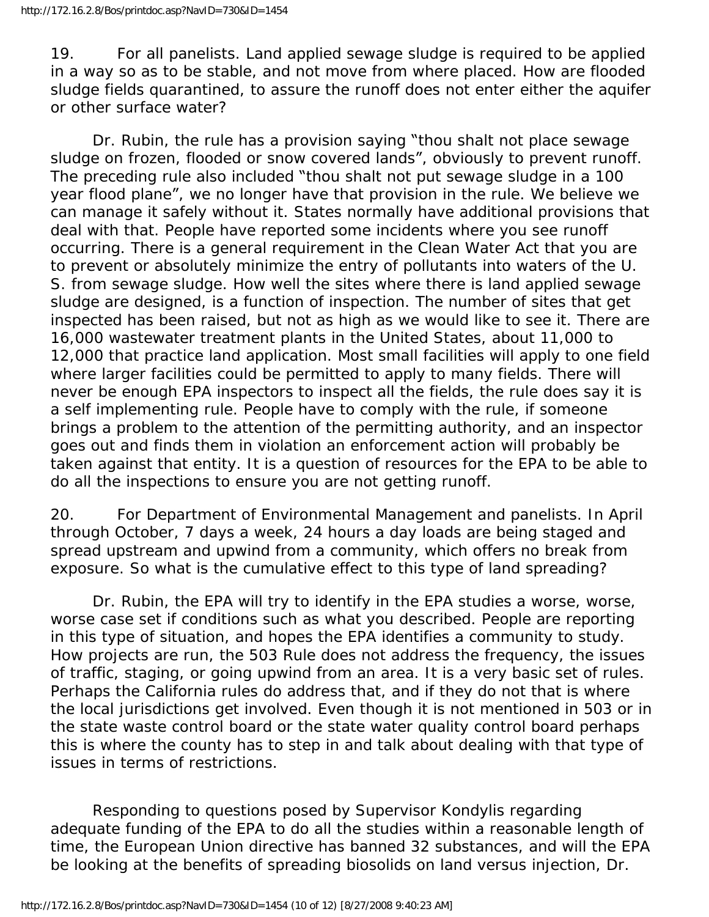19. For all panelists. Land applied sewage sludge is required to be applied in a way so as to be stable, and not move from where placed. How are flooded sludge fields quarantined, to assure the runoff does not enter either the aquifer or other surface water?

Dr. Rubin, the rule has a provision saying "thou shalt not place sewage sludge on frozen, flooded or snow covered lands", obviously to prevent runoff. The preceding rule also included "thou shalt not put sewage sludge in a 100 year flood plane", we no longer have that provision in the rule. We believe we can manage it safely without it. States normally have additional provisions that deal with that. People have reported some incidents where you see runoff occurring. There is a general requirement in the Clean Water Act that you are to prevent or absolutely minimize the entry of pollutants into waters of the U. S. from sewage sludge. How well the sites where there is land applied sewage sludge are designed, is a function of inspection. The number of sites that get inspected has been raised, but not as high as we would like to see it. There are 16,000 wastewater treatment plants in the United States, about 11,000 to 12,000 that practice land application. Most small facilities will apply to one field where larger facilities could be permitted to apply to many fields. There will never be enough EPA inspectors to inspect all the fields, the rule does say it is a self implementing rule. People have to comply with the rule, if someone brings a problem to the attention of the permitting authority, and an inspector goes out and finds them in violation an enforcement action will probably be taken against that entity. It is a question of resources for the EPA to be able to do all the inspections to ensure you are not getting runoff.

20. For Department of Environmental Management and panelists. In April through October, 7 days a week, 24 hours a day loads are being staged and spread upstream and upwind from a community, which offers no break from exposure. So what is the cumulative effect to this type of land spreading?

Dr. Rubin, the EPA will try to identify in the EPA studies a worse, worse, worse case set if conditions such as what you described. People are reporting in this type of situation, and hopes the EPA identifies a community to study. How projects are run, the 503 Rule does not address the frequency, the issues of traffic, staging, or going upwind from an area. It is a very basic set of rules. Perhaps the California rules do address that, and if they do not that is where the local jurisdictions get involved. Even though it is not mentioned in 503 or in the state waste control board or the state water quality control board perhaps this is where the county has to step in and talk about dealing with that type of issues in terms of restrictions.

Responding to questions posed by Supervisor Kondylis regarding adequate funding of the EPA to do all the studies within a reasonable length of time, the European Union directive has banned 32 substances, and will the EPA be looking at the benefits of spreading biosolids on land versus injection, Dr.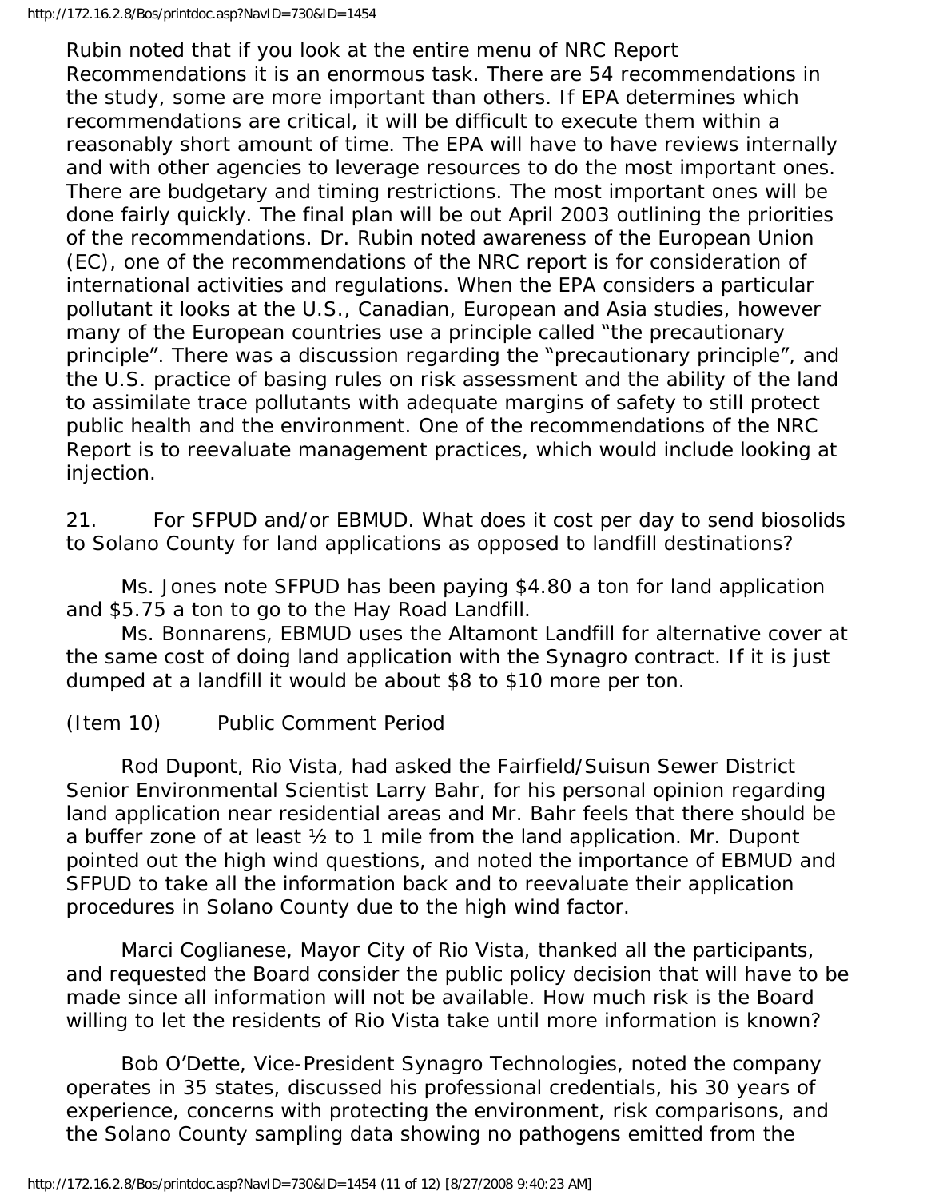Rubin noted that if you look at the entire menu of NRC Report Recommendations it is an enormous task. There are 54 recommendations in the study, some are more important than others. If EPA determines which recommendations are critical, it will be difficult to execute them within a reasonably short amount of time. The EPA will have to have reviews internally and with other agencies to leverage resources to do the most important ones. There are budgetary and timing restrictions. The most important ones will be done fairly quickly. The final plan will be out April 2003 outlining the priorities of the recommendations. Dr. Rubin noted awareness of the European Union (EC), one of the recommendations of the NRC report is for consideration of international activities and regulations. When the EPA considers a particular pollutant it looks at the U.S., Canadian, European and Asia studies, however many of the European countries use a principle called "the precautionary principle". There was a discussion regarding the "precautionary principle", and the U.S. practice of basing rules on risk assessment and the ability of the land to assimilate trace pollutants with adequate margins of safety to still protect public health and the environment. One of the recommendations of the NRC Report is to reevaluate management practices, which would include looking at injection.

21. For SFPUD and/or EBMUD. What does it cost per day to send biosolids to Solano County for land applications as opposed to landfill destinations?

Ms. Jones note SFPUD has been paying $4.80 a ton for land application and $5.75 a ton to go to the Hay Road Landfill.

Ms. Bonnarens, EBMUD uses the Altamont Landfill for alternative cover at the same cost of doing land application with the Synagro contract. If it is just dumped at a landfill it would be about $8 to $10 more per ton.

(Item 10) Public Comment Period

Rod Dupont, Rio Vista, had asked the Fairfield/Suisun Sewer District Senior Environmental Scientist Larry Bahr, for his personal opinion regarding land application near residential areas and Mr. Bahr feels that there should be a buffer zone of at least ½ to 1 mile from the land application. Mr. Dupont pointed out the high wind questions, and noted the importance of EBMUD and SFPUD to take all the information back and to reevaluate their application procedures in Solano County due to the high wind factor.

Marci Coglianese, Mayor City of Rio Vista, thanked all the participants, and requested the Board consider the public policy decision that will have to be made since all information will not be available. How much risk is the Board willing to let the residents of Rio Vista take until more information is known?

Bob O'Dette, Vice-President Synagro Technologies, noted the company operates in 35 states, discussed his professional credentials, his 30 years of experience, concerns with protecting the environment, risk comparisons, and the Solano County sampling data showing no pathogens emitted from the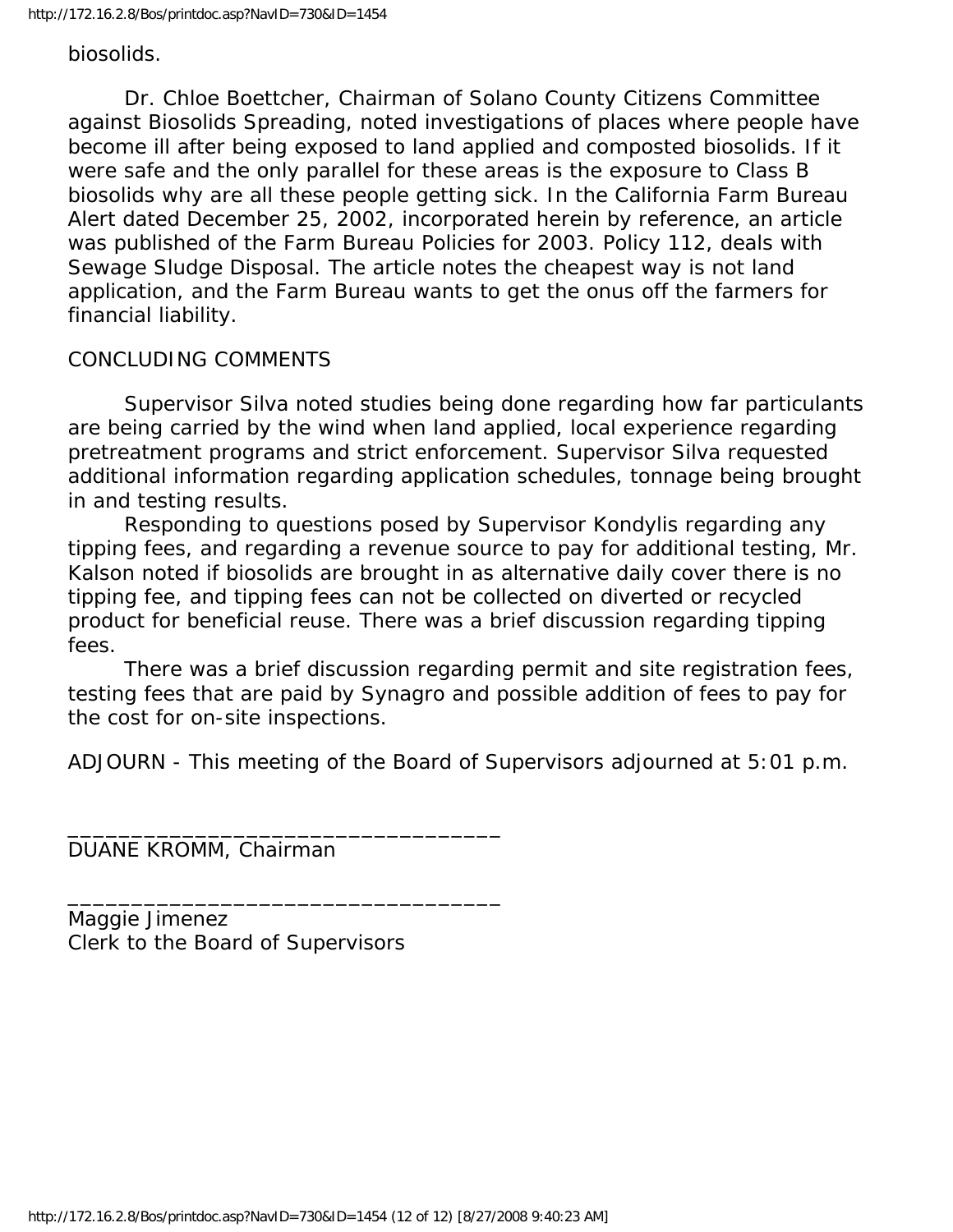biosolids.

Dr. Chloe Boettcher, Chairman of Solano County Citizens Committee against Biosolids Spreading, noted investigations of places where people have become ill after being exposed to land applied and composted biosolids. If it were safe and the only parallel for these areas is the exposure to Class B biosolids why are all these people getting sick. In the California Farm Bureau Alert dated December 25, 2002, incorporated herein by reference, an article was published of the Farm Bureau Policies for 2003. Policy 112, deals with Sewage Sludge Disposal. The article notes the cheapest way is not land application, and the Farm Bureau wants to get the onus off the farmers for financial liability.

CONCLUDING COMMENTS

Supervisor Silva noted studies being done regarding how far particulants are being carried by the wind when land applied, local experience regarding pretreatment programs and strict enforcement. Supervisor Silva requested additional information regarding application schedules, tonnage being brought in and testing results.

Responding to questions posed by Supervisor Kondylis regarding any tipping fees, and regarding a revenue source to pay for additional testing, Mr. Kalson noted if biosolids are brought in as alternative daily cover there is no tipping fee, and tipping fees can not be collected on diverted or recycled product for beneficial reuse. There was a brief discussion regarding tipping fees.

There was a brief discussion regarding permit and site registration fees, testing fees that are paid by Synagro and possible addition of fees to pay for the cost for on-site inspections.

ADJOURN - This meeting of the Board of Supervisors adjourned at 5:01 p.m.

__________________________________
DUANE KROMM, Chairman

__________________________________
Maggie Jimenez
Clerk to the Board of Supervisors